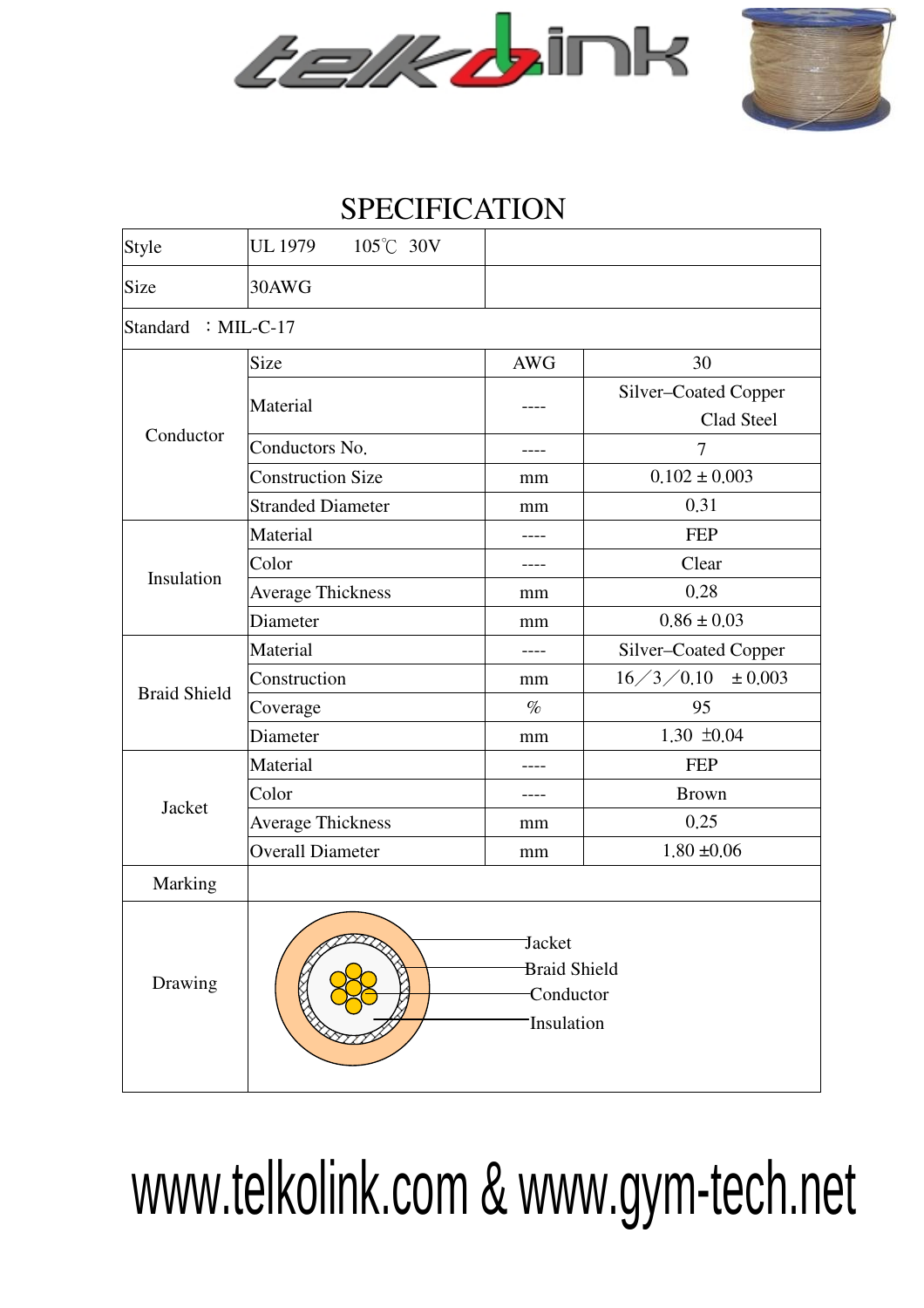# SPECIFICATION

| Style | UL 1979　　105℃　30V | | |
|---|---|---|---|
| Size | 30AWG | | |
| Standard　：MIL-C-17 | | | |
| Conductor | Size | AWG | 30 |
| | Material | ---- | Silver–Coated Copper Clad Steel |
| | Conductors No. | ---- | 7 |
| | Construction Size | mm | 0.102 ± 0.003 |
| | Stranded Diameter | mm | 0.31 |
| Insulation | Material | ---- | FEP |
| | Color | ---- | Clear |
| | Average Thickness | mm | 0.28 |
| | Diameter | mm | 0.86 ± 0.03 |
| Braid Shield | Material | ---- | Silver–Coated Copper |
| | Construction | mm | 16／3／0.10　± 0.003 |
| | Coverage | % | 95 |
| | Diameter | mm | 1.30 ±0.04 |
| Jacket | Material | ---- | FEP |
| | Color | ---- | Brown |
| | Average Thickness | mm | 0.25 |
| | Overall Diameter | mm | 1.80 ±0.06 |
| Marking | | | |
| Drawing | Jacket<br>Braid Shield<br>Conductor<br>Insulation | | |

www.telkolink.com & www.gym-tech.net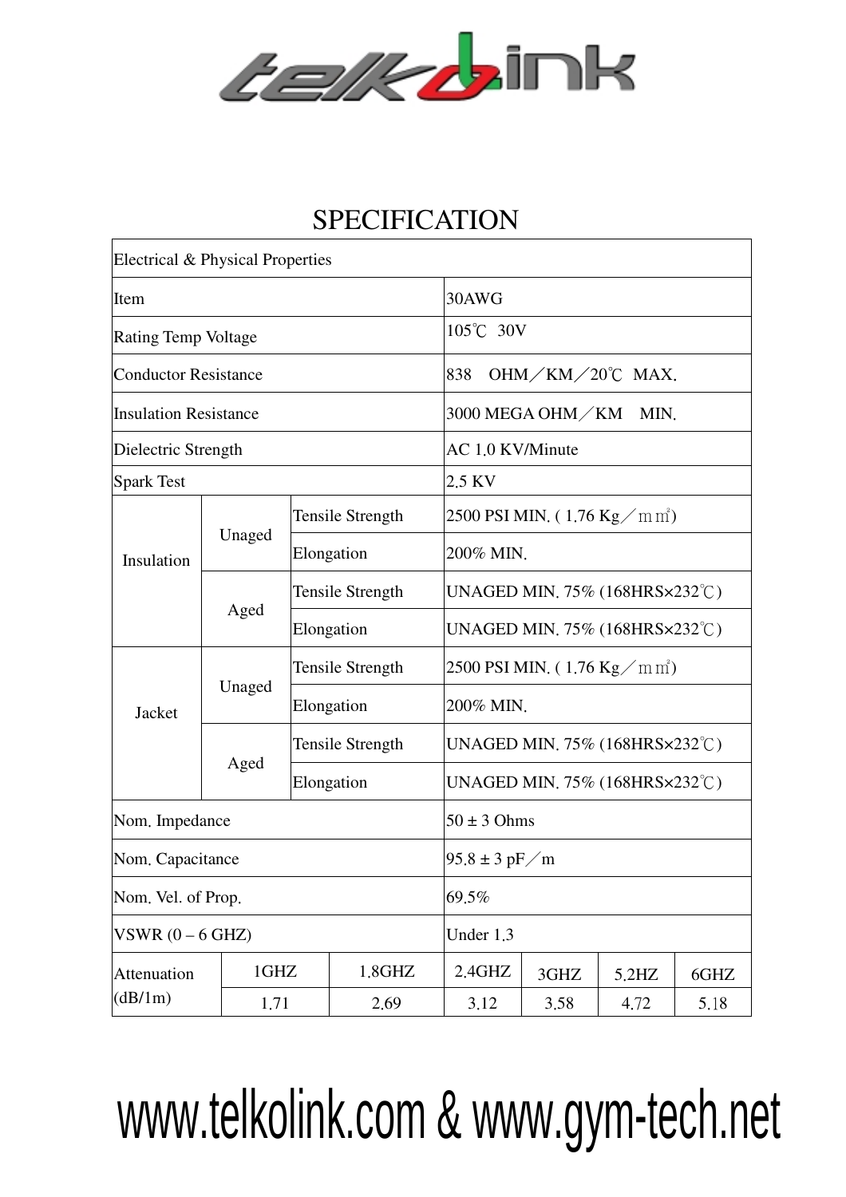# SPECIFICATION

| Electrical & Physical Properties | | | | | | | |
|---|---|---|---|---|---|---|---|
| Item | | | 30AWG | | | | |
| Rating Temp Voltage | | | 105℃ 30V | | | | |
| Conductor Resistance | | | 838 OHM／KM／20℃ MAX. | | | | |
| Insulation Resistance | | | 3000 MEGA OHM／KM MIN. | | | | |
| Dielectric Strength | | | AC 1.0 KV/Minute | | | | |
| Spark Test | | | 2.5 KV | | | | |
| Insulation | Unaged | Tensile Strength | 2500 PSI MIN. ( 1.76 Kg／ｍ㎡) | | | | |
| | | Elongation | 200% MIN. | | | | |
| | Aged | Tensile Strength | UNAGED MIN. 75% (168HRS×232℃) | | | | |
| | | Elongation | UNAGED MIN. 75% (168HRS×232℃) | | | | |
| Jacket | Unaged | Tensile Strength | 2500 PSI MIN. ( 1.76 Kg／ｍ㎡) | | | | |
| | | Elongation | 200% MIN. | | | | |
| | Aged | Tensile Strength | UNAGED MIN. 75% (168HRS×232℃) | | | | |
| | | Elongation | UNAGED MIN. 75% (168HRS×232℃) | | | | |
| Nom. Impedance | | | 50 ± 3 Ohms | | | | |
| Nom. Capacitance | | | 95.8 ± 3 pF／m | | | | |
| Nom. Vel. of Prop. | | | 69.5% | | | | |
| VSWR (0 – 6 GHZ) | | | Under 1.3 | | | | |
| Attenuation (dB/1m) | 1GHZ | 1.8GHZ | 2.4GHZ | 3GHZ | 5.2HZ | 6GHZ | |
| | 1.71 | 2.69 | 3.12 | 3.58 | 4.72 | 5.18 | |

www.telkolink.com & www.gym-tech.net